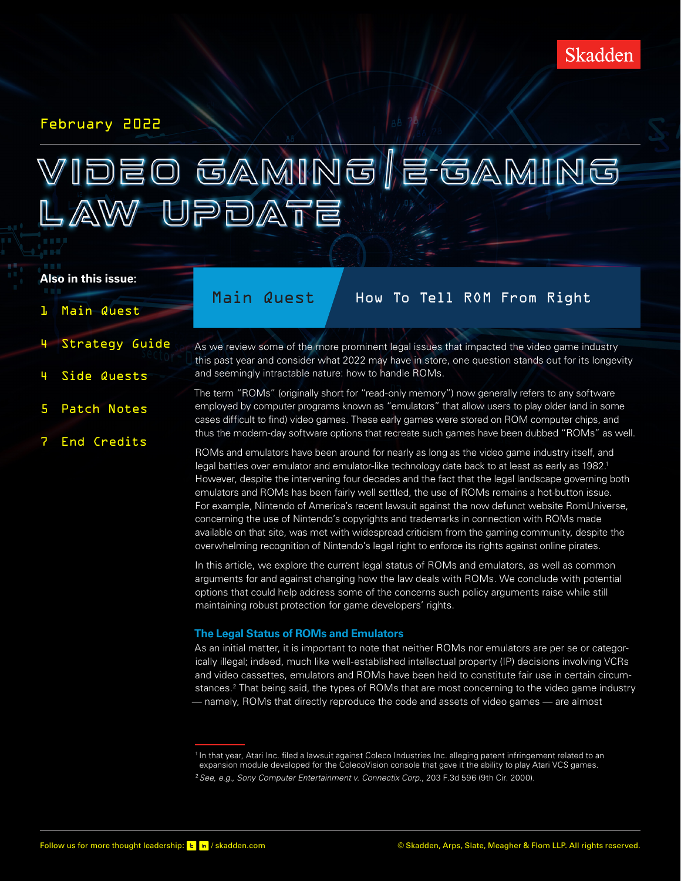February 2022

# Video Gaming | E-Gaming Law Update

**Also in this issue:**

- 1 Main Quest
- 4 Strategy Guide
- 4 Side Quests
- 5 Patch Notes
- 7 End Credits

## Main Quest — How To Tell ROM From Right

As we review some of the more prominent legal issues that impacted the video game industry this past year and consider what 2022 may have in store, one question stands out for its longevity and seemingly intractable nature: how to handle ROMs.

The term "ROMs" (originally short for "read-only memory") now generally refers to any software employed by computer programs known as "emulators" that allow users to play older (and in some cases difficult to find) video games. These early games were stored on ROM computer chips, and thus the modern-day software options that recreate such games have been dubbed "ROMs" as well.

ROMs and emulators have been around for nearly as long as the video game industry itself, and legal battles over emulator and emulator-like technology date back to at least as early as 1982.[1] However, despite the intervening four decades and the fact that the legal landscape governing both emulators and ROMs has been fairly well settled, the use of ROMs remains a hot-button issue. For example, Nintendo of America's recent lawsuit against the now defunct website RomUniverse, concerning the use of Nintendo's copyrights and trademarks in connection with ROMs made available on that site, was met with widespread criticism from the gaming community, despite the overwhelming recognition of Nintendo's legal right to enforce its rights against online pirates.

In this article, we explore the current legal status of ROMs and emulators, as well as common arguments for and against changing how the law deals with ROMs. We conclude with potential options that could help address some of the concerns such policy arguments raise while still maintaining robust protection for game developers' rights.

### The Legal Status of ROMs and Emulators

As an initial matter, it is important to note that neither ROMs nor emulators are per se or categorically illegal; indeed, much like well-established intellectual property (IP) decisions involving VCRs and video cassettes, emulators and ROMs have been held to constitute fair use in certain circumstances.[2] That being said, the types of ROMs that are most concerning to the video game industry — namely, ROMs that directly reproduce the code and assets of video games — are almost

---

[1] In that year, Atari Inc. filed a lawsuit against Coleco Industries Inc. alleging patent infringement related to an expansion module developed for the ColecoVision console that gave it the ability to play Atari VCS games.

[2] *See, e.g., Sony Computer Entertainment v. Connectix Corp.*, 203 F.3d 596 (9th Cir. 2000).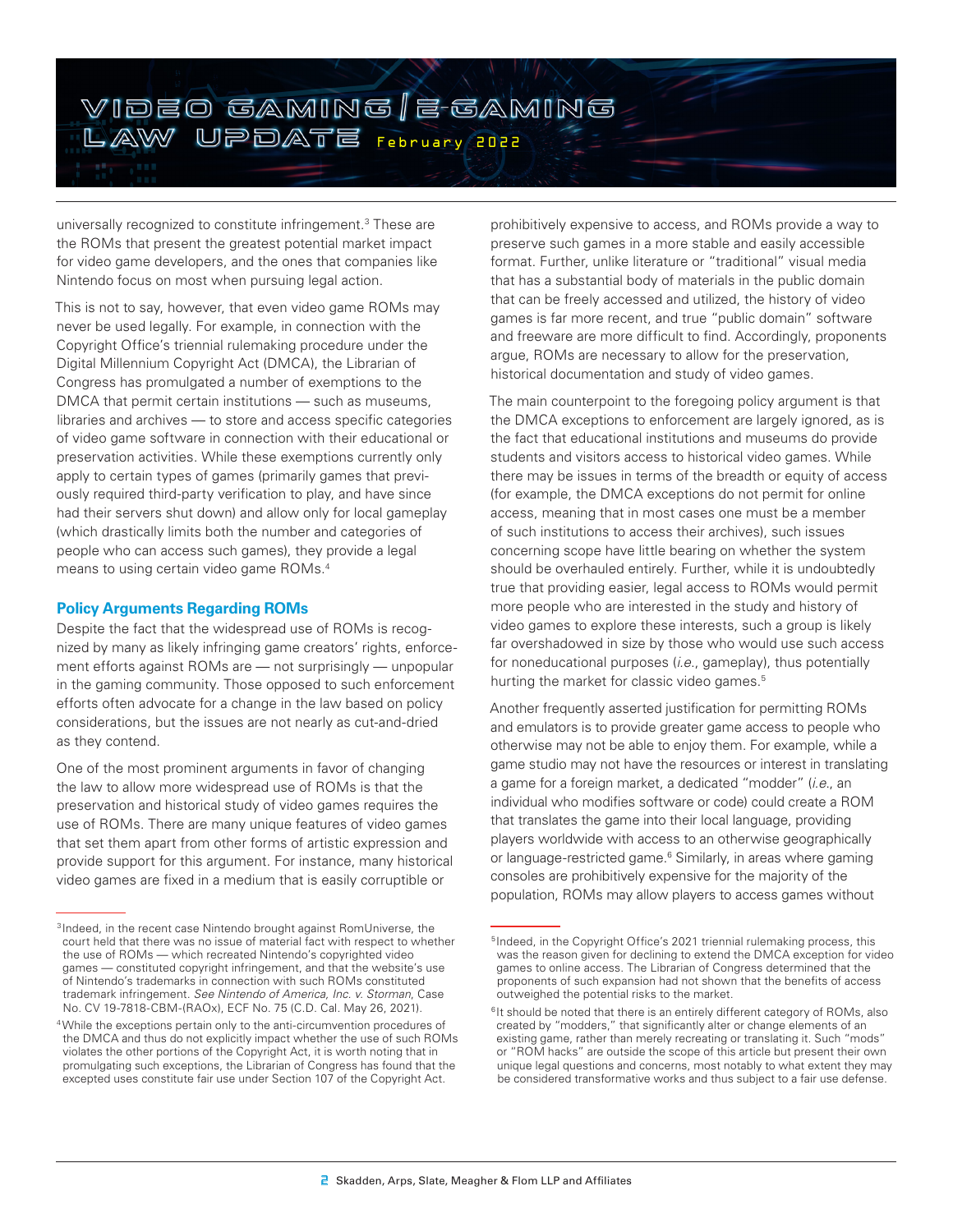universally recognized to constitute infringement.[3] These are the ROMs that present the greatest potential market impact for video game developers, and the ones that companies like Nintendo focus on most when pursuing legal action.

This is not to say, however, that even video game ROMs may never be used legally. For example, in connection with the Copyright Office's triennial rulemaking procedure under the Digital Millennium Copyright Act (DMCA), the Librarian of Congress has promulgated a number of exemptions to the DMCA that permit certain institutions — such as museums, libraries and archives — to store and access specific categories of video game software in connection with their educational or preservation activities. While these exemptions currently only apply to certain types of games (primarily games that previously required third-party verification to play, and have since had their servers shut down) and allow only for local gameplay (which drastically limits both the number and categories of people who can access such games), they provide a legal means to using certain video game ROMs.[4]

## Policy Arguments Regarding ROMs

Despite the fact that the widespread use of ROMs is recognized by many as likely infringing game creators' rights, enforcement efforts against ROMs are — not surprisingly — unpopular in the gaming community. Those opposed to such enforcement efforts often advocate for a change in the law based on policy considerations, but the issues are not nearly as cut-and-dried as they contend.

One of the most prominent arguments in favor of changing the law to allow more widespread use of ROMs is that the preservation and historical study of video games requires the use of ROMs. There are many unique features of video games that set them apart from other forms of artistic expression and provide support for this argument. For instance, many historical video games are fixed in a medium that is easily corruptible or prohibitively expensive to access, and ROMs provide a way to preserve such games in a more stable and easily accessible format. Further, unlike literature or "traditional" visual media that has a substantial body of materials in the public domain that can be freely accessed and utilized, the history of video games is far more recent, and true "public domain" software and freeware are more difficult to find. Accordingly, proponents argue, ROMs are necessary to allow for the preservation, historical documentation and study of video games.

The main counterpoint to the foregoing policy argument is that the DMCA exceptions to enforcement are largely ignored, as is the fact that educational institutions and museums do provide students and visitors access to historical video games. While there may be issues in terms of the breadth or equity of access (for example, the DMCA exceptions do not permit for online access, meaning that in most cases one must be a member of such institutions to access their archives), such issues concerning scope have little bearing on whether the system should be overhauled entirely. Further, while it is undoubtedly true that providing easier, legal access to ROMs would permit more people who are interested in the study and history of video games to explore these interests, such a group is likely far overshadowed in size by those who would use such access for noneducational purposes (*i.e.*, gameplay), thus potentially hurting the market for classic video games.[5]

Another frequently asserted justification for permitting ROMs and emulators is to provide greater game access to people who otherwise may not be able to enjoy them. For example, while a game studio may not have the resources or interest in translating a game for a foreign market, a dedicated "modder" (*i.e.*, an individual who modifies software or code) could create a ROM that translates the game into their local language, providing players worldwide with access to an otherwise geographically or language-restricted game.[6] Similarly, in areas where gaming consoles are prohibitively expensive for the majority of the population, ROMs may allow players to access games without

---

[3] Indeed, in the recent case Nintendo brought against RomUniverse, the court held that there was no issue of material fact with respect to whether the use of ROMs — which recreated Nintendo's copyrighted video games — constituted copyright infringement, and that the website's use of Nintendo's trademarks in connection with such ROMs constituted trademark infringement. *See Nintendo of America, Inc. v. Storman*, Case No. CV 19-7818-CBM-(RAOx), ECF No. 75 (C.D. Cal. May 26, 2021).

[4] While the exceptions pertain only to the anti-circumvention procedures of the DMCA and thus do not explicitly impact whether the use of such ROMs violates the other portions of the Copyright Act, it is worth noting that in promulgating such exceptions, the Librarian of Congress has found that the excepted uses constitute fair use under Section 107 of the Copyright Act.

[5] Indeed, in the Copyright Office's 2021 triennial rulemaking process, this was the reason given for declining to extend the DMCA exception for video games to online access. The Librarian of Congress determined that the proponents of such expansion had not shown that the benefits of access outweighed the potential risks to the market.

[6] It should be noted that there is an entirely different category of ROMs, also created by "modders," that significantly alter or change elements of an existing game, rather than merely recreating or translating it. Such "mods" or "ROM hacks" are outside the scope of this article but present their own unique legal questions and concerns, most notably to what extent they may be considered transformative works and thus subject to a fair use defense.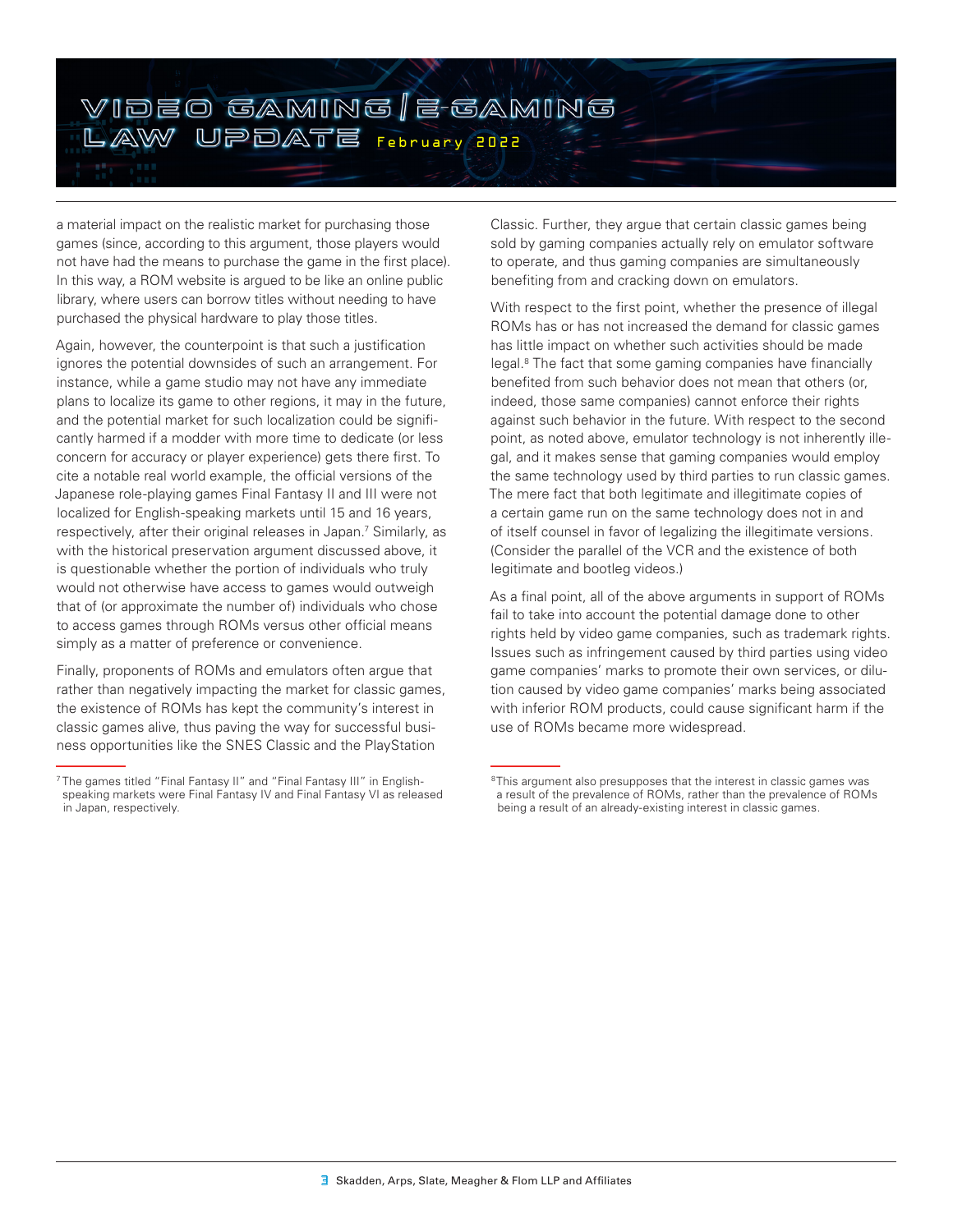a material impact on the realistic market for purchasing those games (since, according to this argument, those players would not have had the means to purchase the game in the first place). In this way, a ROM website is argued to be like an online public library, where users can borrow titles without needing to have purchased the physical hardware to play those titles.

Again, however, the counterpoint is that such a justification ignores the potential downsides of such an arrangement. For instance, while a game studio may not have any immediate plans to localize its game to other regions, it may in the future, and the potential market for such localization could be significantly harmed if a modder with more time to dedicate (or less concern for accuracy or player experience) gets there first. To cite a notable real world example, the official versions of the Japanese role-playing games Final Fantasy II and III were not localized for English-speaking markets until 15 and 16 years, respectively, after their original releases in Japan.[7] Similarly, as with the historical preservation argument discussed above, it is questionable whether the portion of individuals who truly would not otherwise have access to games would outweigh that of (or approximate the number of) individuals who chose to access games through ROMs versus other official means simply as a matter of preference or convenience.

Finally, proponents of ROMs and emulators often argue that rather than negatively impacting the market for classic games, the existence of ROMs has kept the community's interest in classic games alive, thus paving the way for successful business opportunities like the SNES Classic and the PlayStation Classic. Further, they argue that certain classic games being sold by gaming companies actually rely on emulator software to operate, and thus gaming companies are simultaneously benefiting from and cracking down on emulators.

With respect to the first point, whether the presence of illegal ROMs has or has not increased the demand for classic games has little impact on whether such activities should be made legal.[8] The fact that some gaming companies have financially benefited from such behavior does not mean that others (or, indeed, those same companies) cannot enforce their rights against such behavior in the future. With respect to the second point, as noted above, emulator technology is not inherently illegal, and it makes sense that gaming companies would employ the same technology used by third parties to run classic games. The mere fact that both legitimate and illegitimate copies of a certain game run on the same technology does not in and of itself counsel in favor of legalizing the illegitimate versions. (Consider the parallel of the VCR and the existence of both legitimate and bootleg videos.)

As a final point, all of the above arguments in support of ROMs fail to take into account the potential damage done to other rights held by video game companies, such as trademark rights. Issues such as infringement caused by third parties using video game companies' marks to promote their own services, or dilution caused by video game companies' marks being associated with inferior ROM products, could cause significant harm if the use of ROMs became more widespread.

---

[7] The games titled "Final Fantasy II" and "Final Fantasy III" in English-speaking markets were Final Fantasy IV and Final Fantasy VI as released in Japan, respectively.

[8] This argument also presupposes that the interest in classic games was a result of the prevalence of ROMs, rather than the prevalence of ROMs being a result of an already-existing interest in classic games.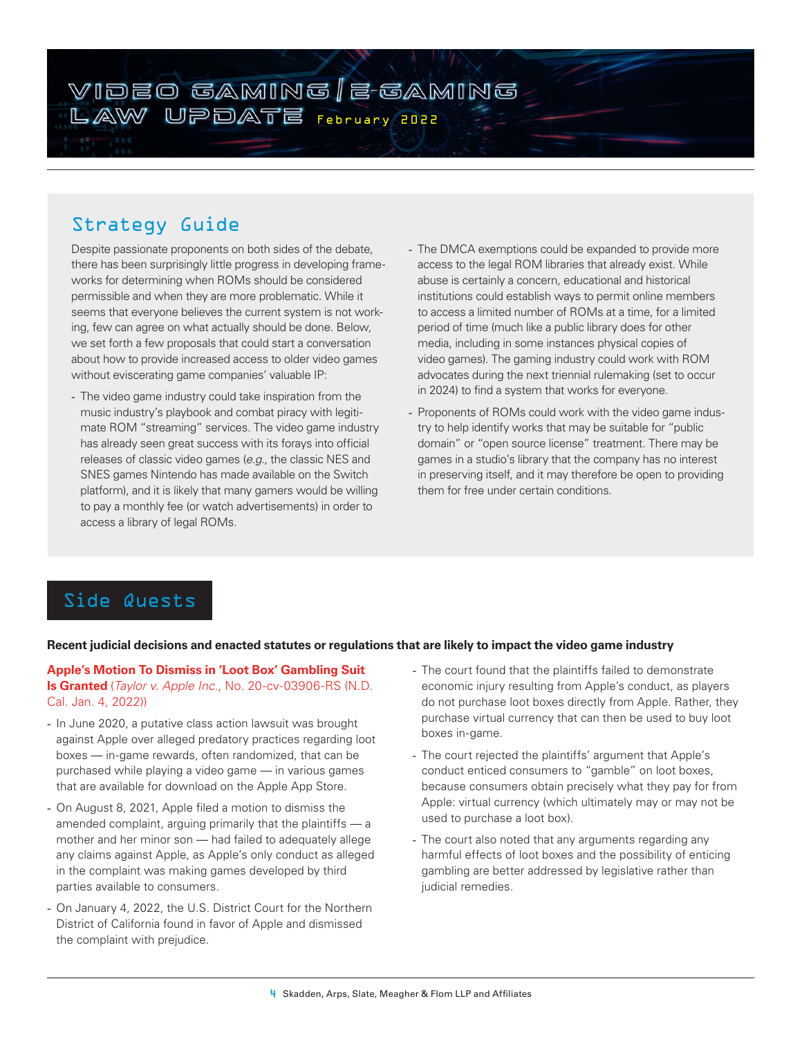## Strategy Guide

Despite passionate proponents on both sides of the debate, there has been surprisingly little progress in developing frameworks for determining when ROMs should be considered permissible and when they are more problematic. While it seems that everyone believes the current system is not working, few can agree on what actually should be done. Below, we set forth a few proposals that could start a conversation about how to provide increased access to older video games without eviscerating game companies' valuable IP:

- The video game industry could take inspiration from the music industry's playbook and combat piracy with legitimate ROM "streaming" services. The video game industry has already seen great success with its forays into official releases of classic video games (*e.g.*, the classic NES and SNES games Nintendo has made available on the Switch platform), and it is likely that many gamers would be willing to pay a monthly fee (or watch advertisements) in order to access a library of legal ROMs.
- The DMCA exemptions could be expanded to provide more access to the legal ROM libraries that already exist. While abuse is certainly a concern, educational and historical institutions could establish ways to permit online members to access a limited number of ROMs at a time, for a limited period of time (much like a public library does for other media, including in some instances physical copies of video games). The gaming industry could work with ROM advocates during the next triennial rulemaking (set to occur in 2024) to find a system that works for everyone.
- Proponents of ROMs could work with the video game industry to help identify works that may be suitable for "public domain" or "open source license" treatment. There may be games in a studio's library that the company has no interest in preserving itself, and it may therefore be open to providing them for free under certain conditions.

## Side Quests

**Recent judicial decisions and enacted statutes or regulations that are likely to impact the video game industry**

### Apple's Motion To Dismiss in 'Loot Box' Gambling Suit Is Granted (*Taylor v. Apple Inc.*, No. 20-cv-03906-RS (N.D. Cal. Jan. 4, 2022))

- In June 2020, a putative class action lawsuit was brought against Apple over alleged predatory practices regarding loot boxes — in-game rewards, often randomized, that can be purchased while playing a video game — in various games that are available for download on the Apple App Store.
- On August 8, 2021, Apple filed a motion to dismiss the amended complaint, arguing primarily that the plaintiffs — a mother and her minor son — had failed to adequately allege any claims against Apple, as Apple's only conduct as alleged in the complaint was making games developed by third parties available to consumers.
- On January 4, 2022, the U.S. District Court for the Northern District of California found in favor of Apple and dismissed the complaint with prejudice.
- The court found that the plaintiffs failed to demonstrate economic injury resulting from Apple's conduct, as players do not purchase loot boxes directly from Apple. Rather, they purchase virtual currency that can then be used to buy loot boxes in-game.
- The court rejected the plaintiffs' argument that Apple's conduct enticed consumers to "gamble" on loot boxes, because consumers obtain precisely what they pay for from Apple: virtual currency (which ultimately may or may not be used to purchase a loot box).
- The court also noted that any arguments regarding any harmful effects of loot boxes and the possibility of enticing gambling are better addressed by legislative rather than judicial remedies.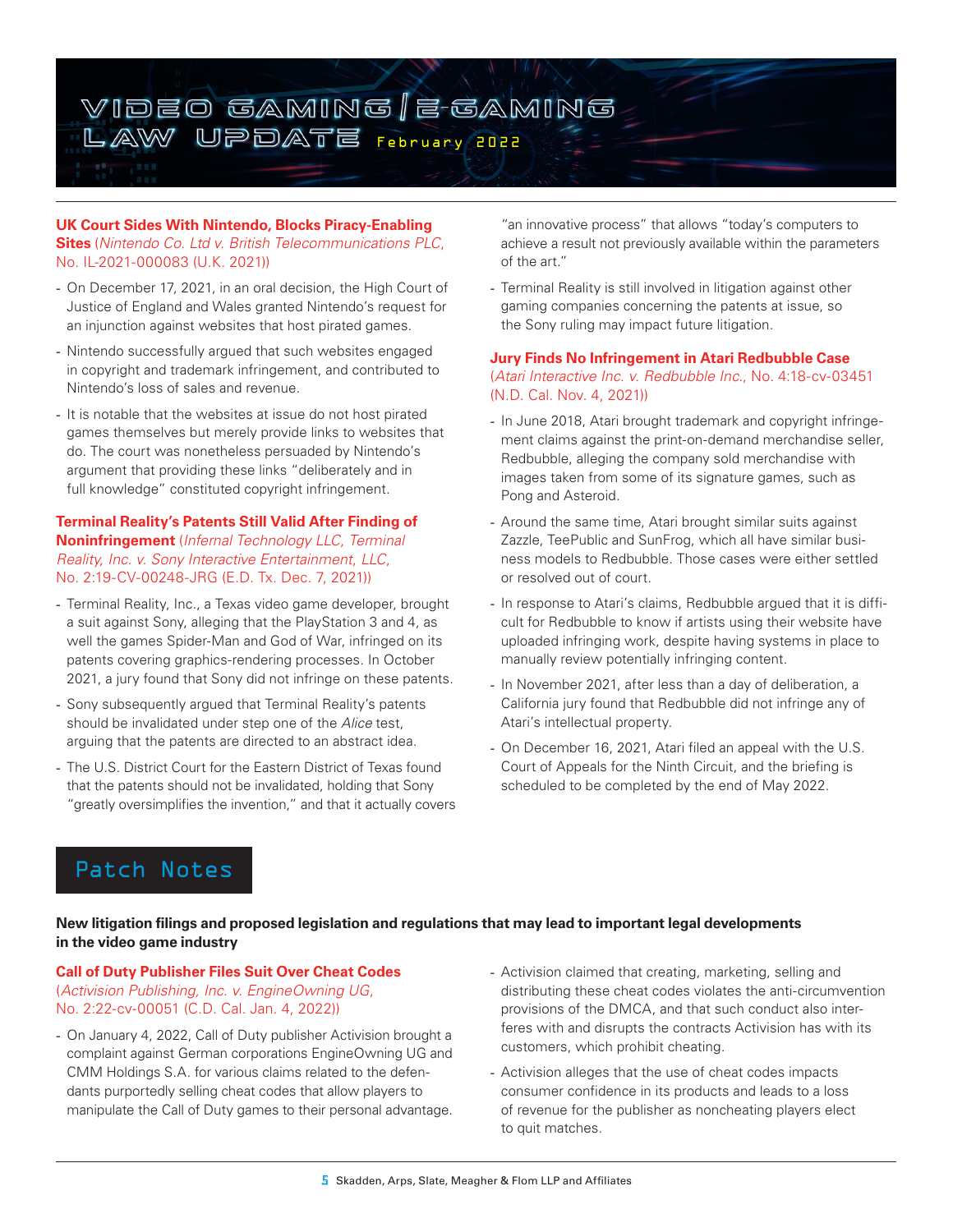## UK Court Sides With Nintendo, Blocks Piracy-Enabling Sites (*Nintendo Co. Ltd v. British Telecommunications PLC*, No. IL-2021-000083 (U.K. 2021))

- On December 17, 2021, in an oral decision, the High Court of Justice of England and Wales granted Nintendo's request for an injunction against websites that host pirated games.
- Nintendo successfully argued that such websites engaged in copyright and trademark infringement, and contributed to Nintendo's loss of sales and revenue.
- It is notable that the websites at issue do not host pirated games themselves but merely provide links to websites that do. The court was nonetheless persuaded by Nintendo's argument that providing these links "deliberately and in full knowledge" constituted copyright infringement.

## Terminal Reality's Patents Still Valid After Finding of Noninfringement (*Infernal Technology LLC, Terminal Reality, Inc. v. Sony Interactive Entertainment, LLC*, No. 2:19-CV-00248-JRG (E.D. Tx. Dec. 7, 2021))

- Terminal Reality, Inc., a Texas video game developer, brought a suit against Sony, alleging that the PlayStation 3 and 4, as well the games Spider-Man and God of War, infringed on its patents covering graphics-rendering processes. In October 2021, a jury found that Sony did not infringe on these patents.
- Sony subsequently argued that Terminal Reality's patents should be invalidated under step one of the *Alice* test, arguing that the patents are directed to an abstract idea.
- The U.S. District Court for the Eastern District of Texas found that the patents should not be invalidated, holding that Sony "greatly oversimplifies the invention," and that it actually covers "an innovative process" that allows "today's computers to achieve a result not previously available within the parameters of the art."
- Terminal Reality is still involved in litigation against other gaming companies concerning the patents at issue, so the Sony ruling may impact future litigation.

## Jury Finds No Infringement in Atari Redbubble Case (*Atari Interactive Inc. v. Redbubble Inc.*, No. 4:18-cv-03451 (N.D. Cal. Nov. 4, 2021))

- In June 2018, Atari brought trademark and copyright infringement claims against the print-on-demand merchandise seller, Redbubble, alleging the company sold merchandise with images taken from some of its signature games, such as Pong and Asteroid.
- Around the same time, Atari brought similar suits against Zazzle, TeePublic and SunFrog, which all have similar business models to Redbubble. Those cases were either settled or resolved out of court.
- In response to Atari's claims, Redbubble argued that it is difficult for Redbubble to know if artists using their website have uploaded infringing work, despite having systems in place to manually review potentially infringing content.
- In November 2021, after less than a day of deliberation, a California jury found that Redbubble did not infringe any of Atari's intellectual property.
- On December 16, 2021, Atari filed an appeal with the U.S. Court of Appeals for the Ninth Circuit, and the briefing is scheduled to be completed by the end of May 2022.

# Patch Notes

**New litigation filings and proposed legislation and regulations that may lead to important legal developments in the video game industry**

## Call of Duty Publisher Files Suit Over Cheat Codes (*Activision Publishing, Inc. v. EngineOwning UG*, No. 2:22-cv-00051 (C.D. Cal. Jan. 4, 2022))

- On January 4, 2022, Call of Duty publisher Activision brought a complaint against German corporations EngineOwning UG and CMM Holdings S.A. for various claims related to the defendants purportedly selling cheat codes that allow players to manipulate the Call of Duty games to their personal advantage.
- Activision claimed that creating, marketing, selling and distributing these cheat codes violates the anti-circumvention provisions of the DMCA, and that such conduct also interferes with and disrupts the contracts Activision has with its customers, which prohibit cheating.
- Activision alleges that the use of cheat codes impacts consumer confidence in its products and leads to a loss of revenue for the publisher as noncheating players elect to quit matches.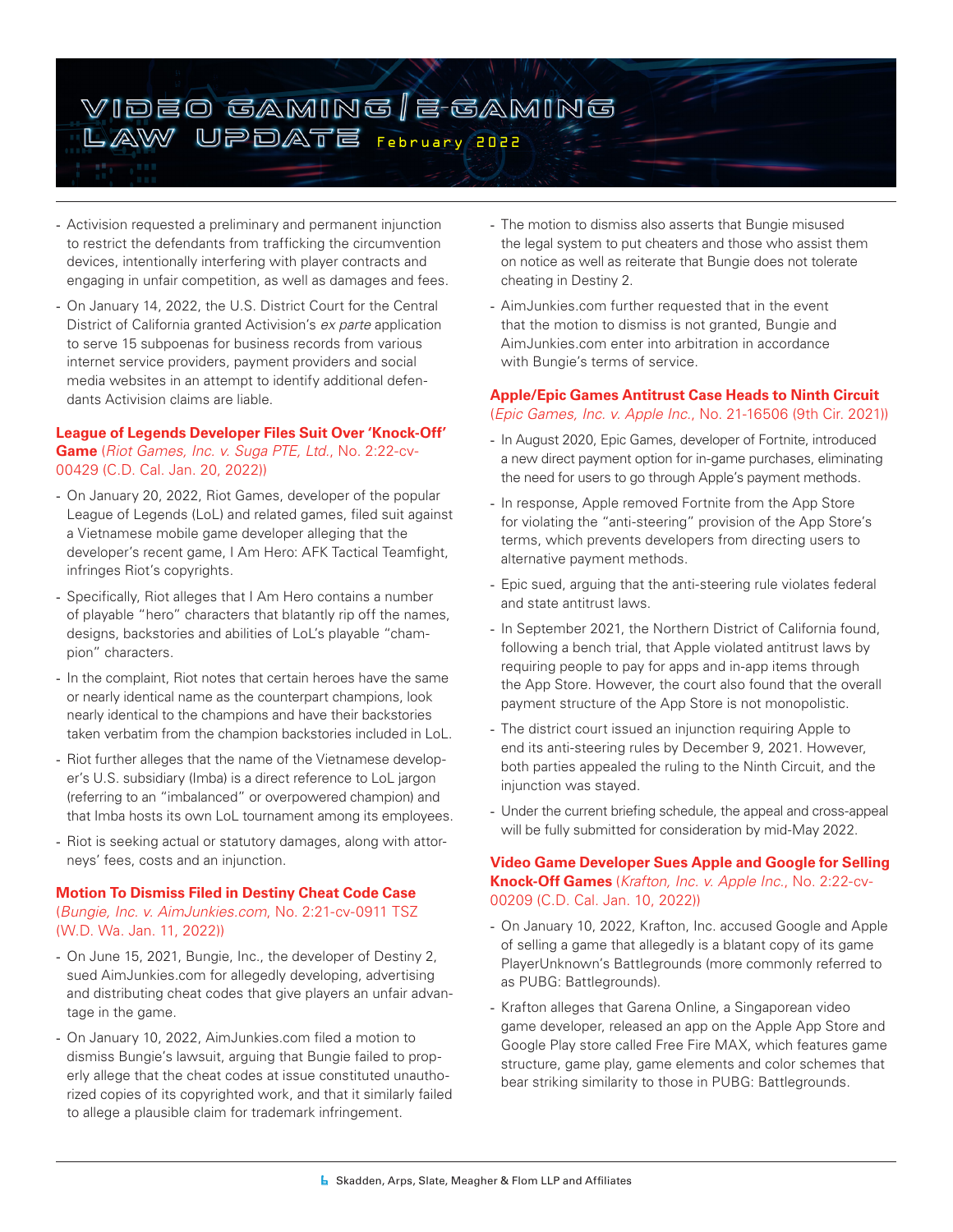- Activision requested a preliminary and permanent injunction to restrict the defendants from trafficking the circumvention devices, intentionally interfering with player contracts and engaging in unfair competition, as well as damages and fees.
- On January 14, 2022, the U.S. District Court for the Central District of California granted Activision's *ex parte* application to serve 15 subpoenas for business records from various internet service providers, payment providers and social media websites in an attempt to identify additional defendants Activision claims are liable.

### League of Legends Developer Files Suit Over 'Knock-Off' Game (*Riot Games, Inc. v. Suga PTE, Ltd.*, No. 2:22-cv-00429 (C.D. Cal. Jan. 20, 2022))

- On January 20, 2022, Riot Games, developer of the popular League of Legends (LoL) and related games, filed suit against a Vietnamese mobile game developer alleging that the developer's recent game, I Am Hero: AFK Tactical Teamfight, infringes Riot's copyrights.
- Specifically, Riot alleges that I Am Hero contains a number of playable "hero" characters that blatantly rip off the names, designs, backstories and abilities of LoL's playable "champion" characters.
- In the complaint, Riot notes that certain heroes have the same or nearly identical name as the counterpart champions, look nearly identical to the champions and have their backstories taken verbatim from the champion backstories included in LoL.
- Riot further alleges that the name of the Vietnamese developer's U.S. subsidiary (Imba) is a direct reference to LoL jargon (referring to an "imbalanced" or overpowered champion) and that Imba hosts its own LoL tournament among its employees.
- Riot is seeking actual or statutory damages, along with attorneys' fees, costs and an injunction.

### Motion To Dismiss Filed in Destiny Cheat Code Case (*Bungie, Inc. v. AimJunkies.com*, No. 2:21-cv-0911 TSZ (W.D. Wa. Jan. 11, 2022))

- On June 15, 2021, Bungie, Inc., the developer of Destiny 2, sued AimJunkies.com for allegedly developing, advertising and distributing cheat codes that give players an unfair advantage in the game.
- On January 10, 2022, AimJunkies.com filed a motion to dismiss Bungie's lawsuit, arguing that Bungie failed to properly allege that the cheat codes at issue constituted unauthorized copies of its copyrighted work, and that it similarly failed to allege a plausible claim for trademark infringement.
- The motion to dismiss also asserts that Bungie misused the legal system to put cheaters and those who assist them on notice as well as reiterate that Bungie does not tolerate cheating in Destiny 2.
- AimJunkies.com further requested that in the event that the motion to dismiss is not granted, Bungie and AimJunkies.com enter into arbitration in accordance with Bungie's terms of service.

### Apple/Epic Games Antitrust Case Heads to Ninth Circuit (*Epic Games, Inc. v. Apple Inc.*, No. 21-16506 (9th Cir. 2021))

- In August 2020, Epic Games, developer of Fortnite, introduced a new direct payment option for in-game purchases, eliminating the need for users to go through Apple's payment methods.
- In response, Apple removed Fortnite from the App Store for violating the "anti-steering" provision of the App Store's terms, which prevents developers from directing users to alternative payment methods.
- Epic sued, arguing that the anti-steering rule violates federal and state antitrust laws.
- In September 2021, the Northern District of California found, following a bench trial, that Apple violated antitrust laws by requiring people to pay for apps and in-app items through the App Store. However, the court also found that the overall payment structure of the App Store is not monopolistic.
- The district court issued an injunction requiring Apple to end its anti-steering rules by December 9, 2021. However, both parties appealed the ruling to the Ninth Circuit, and the injunction was stayed.
- Under the current briefing schedule, the appeal and cross-appeal will be fully submitted for consideration by mid-May 2022.

### Video Game Developer Sues Apple and Google for Selling Knock-Off Games (*Krafton, Inc. v. Apple Inc.*, No. 2:22-cv-00209 (C.D. Cal. Jan. 10, 2022))

- On January 10, 2022, Krafton, Inc. accused Google and Apple of selling a game that allegedly is a blatant copy of its game PlayerUnknown's Battlegrounds (more commonly referred to as PUBG: Battlegrounds).
- Krafton alleges that Garena Online, a Singaporean video game developer, released an app on the Apple App Store and Google Play store called Free Fire MAX, which features game structure, game play, game elements and color schemes that bear striking similarity to those in PUBG: Battlegrounds.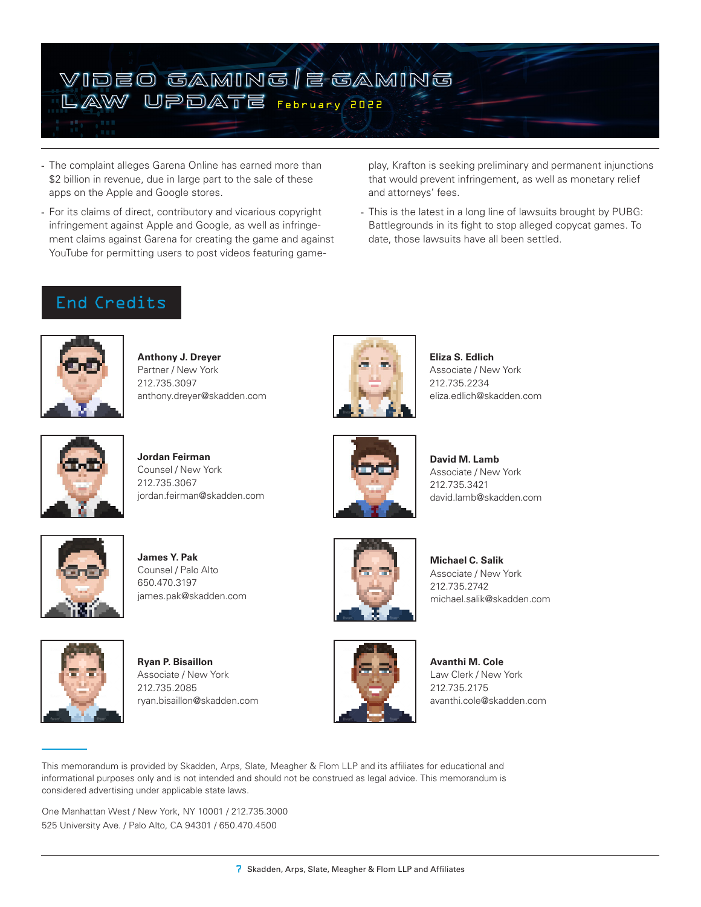- The complaint alleges Garena Online has earned more than $2 billion in revenue, due in large part to the sale of these apps on the Apple and Google stores.
- For its claims of direct, contributory and vicarious copyright infringement against Apple and Google, as well as infringement claims against Garena for creating the game and against YouTube for permitting users to post videos featuring gameplay, Krafton is seeking preliminary and permanent injunctions that would prevent infringement, as well as monetary relief and attorneys' fees.
- This is the latest in a long line of lawsuits brought by PUBG: Battlegrounds in its fight to stop alleged copycat games. To date, those lawsuits have all been settled.

## End Credits

**Anthony J. Dreyer**
Partner / New York
212.735.3097
anthony.dreyer@skadden.com

**Jordan Feirman**
Counsel / New York
212.735.3067
jordan.feirman@skadden.com

**James Y. Pak**
Counsel / Palo Alto
650.470.3197
james.pak@skadden.com

**Ryan P. Bisaillon**
Associate / New York
212.735.2085
ryan.bisaillon@skadden.com

**Eliza S. Edlich**
Associate / New York
212.735.2234
eliza.edlich@skadden.com

**David M. Lamb**
Associate / New York
212.735.3421
david.lamb@skadden.com

**Michael C. Salik**
Associate / New York
212.735.2742
michael.salik@skadden.com

**Avanthi M. Cole**
Law Clerk / New York
212.735.2175
avanthi.cole@skadden.com

This memorandum is provided by Skadden, Arps, Slate, Meagher & Flom LLP and its affiliates for educational and informational purposes only and is not intended and should not be construed as legal advice. This memorandum is considered advertising under applicable state laws.

One Manhattan West / New York, NY 10001 / 212.735.3000
525 University Ave. / Palo Alto, CA 94301 / 650.470.4500